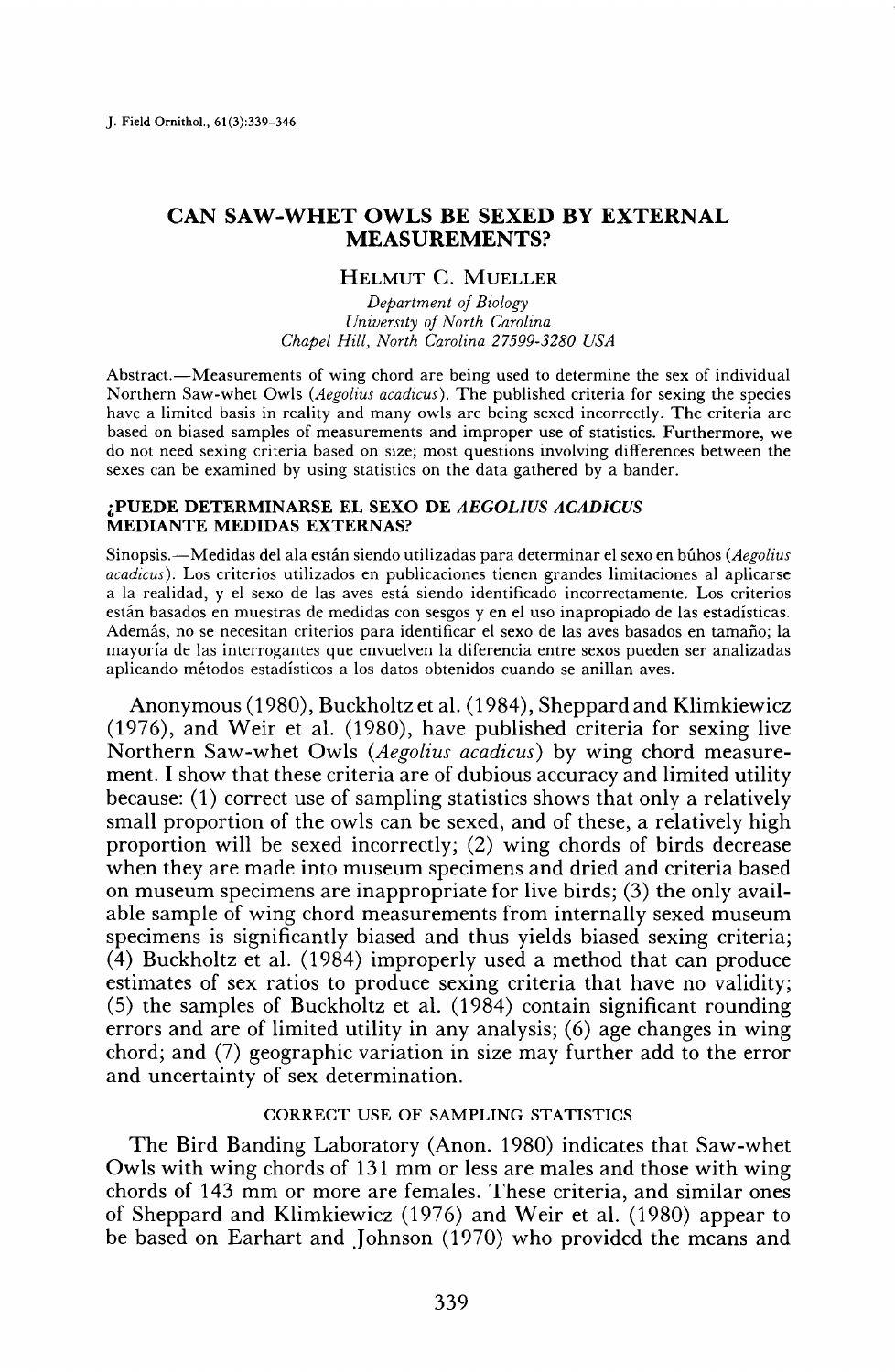# CAN SAW-WHET OWLS BE SEXED BY EXTERNAL MEASUREMENTS?

HELMUT C. MUELLER

*Department of Biology*
*University of North Carolina*
*Chapel Hill, North Carolina 27599-3280 USA*

Abstract.—Measurements of wing chord are being used to determine the sex of individual Northern Saw-whet Owls (*Aegolius acadicus*). The published criteria for sexing the species have a limited basis in reality and many owls are being sexed incorrectly. The criteria are based on biased samples of measurements and improper use of statistics. Furthermore, we do not need sexing criteria based on size; most questions involving differences between the sexes can be examined by using statistics on the data gathered by a bander.

## ¿PUEDE DETERMINARSE EL SEXO DE *AEGOLIUS ACADICUS* MEDIANTE MEDIDAS EXTERNAS?

Sinopsis.—Medidas del ala están siendo utilizadas para determinar el sexo en búhos (*Aegolius acadicus*). Los criterios utilizados en publicaciones tienen grandes limitaciones al aplicarse a la realidad, y el sexo de las aves está siendo identificado incorrectamente. Los criterios están basados en muestras de medidas con sesgos y en el uso inapropiado de las estadísticas. Además, no se necesitan criterios para identificar el sexo de las aves basados en tamaño; la mayoría de las interrogantes que envuelven la diferencia entre sexos pueden ser analizadas aplicando métodos estadísticos a los datos obtenidos cuando se anillan aves.

Anonymous (1980), Buckholtz et al. (1984), Sheppard and Klimkiewicz (1976), and Weir et al. (1980), have published criteria for sexing live Northern Saw-whet Owls (*Aegolius acadicus*) by wing chord measurement. I show that these criteria are of dubious accuracy and limited utility because: (1) correct use of sampling statistics shows that only a relatively small proportion of the owls can be sexed, and of these, a relatively high proportion will be sexed incorrectly; (2) wing chords of birds decrease when they are made into museum specimens and dried and criteria based on museum specimens are inappropriate for live birds; (3) the only available sample of wing chord measurements from internally sexed museum specimens is significantly biased and thus yields biased sexing criteria; (4) Buckholtz et al. (1984) improperly used a method that can produce estimates of sex ratios to produce sexing criteria that have no validity; (5) the samples of Buckholtz et al. (1984) contain significant rounding errors and are of limited utility in any analysis; (6) age changes in wing chord; and (7) geographic variation in size may further add to the error and uncertainty of sex determination.

## CORRECT USE OF SAMPLING STATISTICS

The Bird Banding Laboratory (Anon. 1980) indicates that Saw-whet Owls with wing chords of 131 mm or less are males and those with wing chords of 143 mm or more are females. These criteria, and similar ones of Sheppard and Klimkiewicz (1976) and Weir et al. (1980) appear to be based on Earhart and Johnson (1970) who provided the means and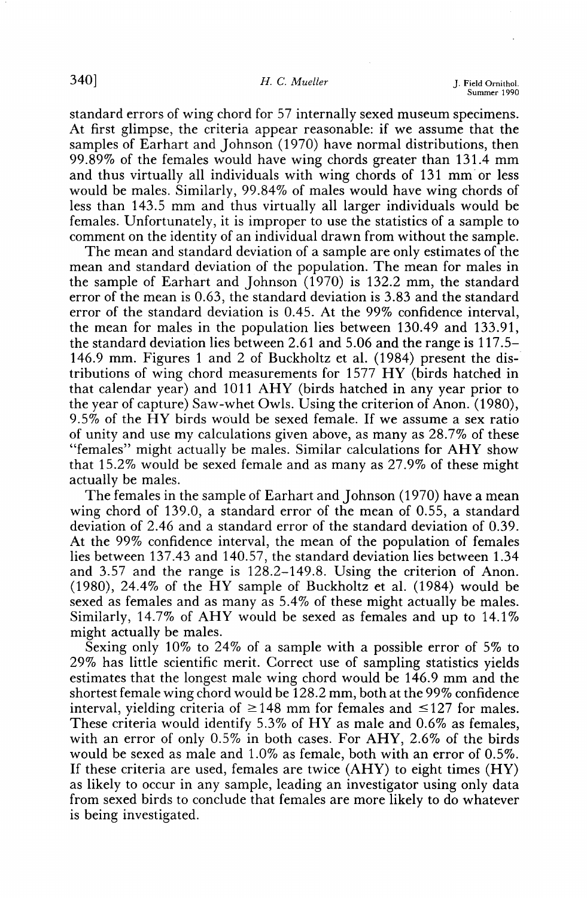standard errors of wing chord for 57 internally sexed museum specimens. At first glimpse, the criteria appear reasonable: if we assume that the samples of Earhart and Johnson (1970) have normal distributions, then 99.89% of the females would have wing chords greater than 131.4 mm and thus virtually all individuals with wing chords of 131 mm or less would be males. Similarly, 99.84% of males would have wing chords of less than 143.5 mm and thus virtually all larger individuals would be females. Unfortunately, it is improper to use the statistics of a sample to comment on the identity of an individual drawn from without the sample.

The mean and standard deviation of a sample are only estimates of the mean and standard deviation of the population. The mean for males in the sample of Earhart and Johnson (1970) is 132.2 mm, the standard error of the mean is 0.63, the standard deviation is 3.83 and the standard error of the standard deviation is 0.45. At the 99% confidence interval, the mean for males in the population lies between 130.49 and 133.91, the standard deviation lies between 2.61 and 5.06 and the range is 117.5–146.9 mm. Figures 1 and 2 of Buckholtz et al. (1984) present the distributions of wing chord measurements for 1577 HY (birds hatched in that calendar year) and 1011 AHY (birds hatched in any year prior to the year of capture) Saw-whet Owls. Using the criterion of Anon. (1980), 9.5% of the HY birds would be sexed female. If we assume a sex ratio of unity and use my calculations given above, as many as 28.7% of these "females" might actually be males. Similar calculations for AHY show that 15.2% would be sexed female and as many as 27.9% of these might actually be males.

The females in the sample of Earhart and Johnson (1970) have a mean wing chord of 139.0, a standard error of the mean of 0.55, a standard deviation of 2.46 and a standard error of the standard deviation of 0.39. At the 99% confidence interval, the mean of the population of females lies between 137.43 and 140.57, the standard deviation lies between 1.34 and 3.57 and the range is 128.2–149.8. Using the criterion of Anon. (1980), 24.4% of the HY sample of Buckholtz et al. (1984) would be sexed as females and as many as 5.4% of these might actually be males. Similarly, 14.7% of AHY would be sexed as females and up to 14.1% might actually be males.

Sexing only 10% to 24% of a sample with a possible error of 5% to 29% has little scientific merit. Correct use of sampling statistics yields estimates that the longest male wing chord would be 146.9 mm and the shortest female wing chord would be 128.2 mm, both at the 99% confidence interval, yielding criteria of ≥148 mm for females and ≤127 for males. These criteria would identify 5.3% of HY as male and 0.6% as females, with an error of only 0.5% in both cases. For AHY, 2.6% of the birds would be sexed as male and 1.0% as female, both with an error of 0.5%. If these criteria are used, females are twice (AHY) to eight times (HY) as likely to occur in any sample, leading an investigator using only data from sexed birds to conclude that females are more likely to do whatever is being investigated.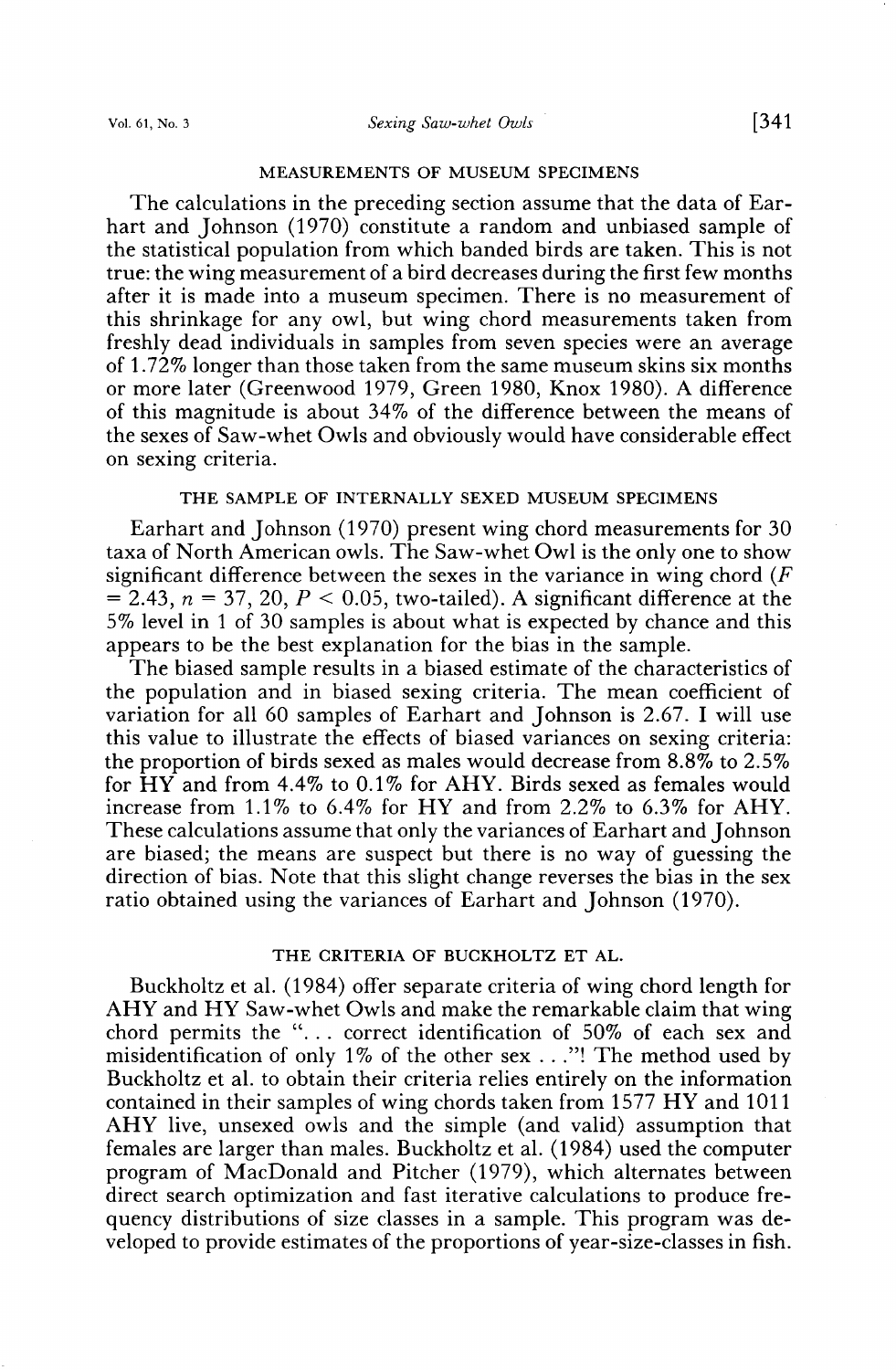## MEASUREMENTS OF MUSEUM SPECIMENS

The calculations in the preceding section assume that the data of Earhart and Johnson (1970) constitute a random and unbiased sample of the statistical population from which banded birds are taken. This is not true: the wing measurement of a bird decreases during the first few months after it is made into a museum specimen. There is no measurement of this shrinkage for any owl, but wing chord measurements taken from freshly dead individuals in samples from seven species were an average of 1.72% longer than those taken from the same museum skins six months or more later (Greenwood 1979, Green 1980, Knox 1980). A difference of this magnitude is about 34% of the difference between the means of the sexes of Saw-whet Owls and obviously would have considerable effect on sexing criteria.

## THE SAMPLE OF INTERNALLY SEXED MUSEUM SPECIMENS

Earhart and Johnson (1970) present wing chord measurements for 30 taxa of North American owls. The Saw-whet Owl is the only one to show significant difference between the sexes in the variance in wing chord ($F = 2.43$, $n = 37, 20$, $P < 0.05$, two-tailed). A significant difference at the 5% level in 1 of 30 samples is about what is expected by chance and this appears to be the best explanation for the bias in the sample.

The biased sample results in a biased estimate of the characteristics of the population and in biased sexing criteria. The mean coefficient of variation for all 60 samples of Earhart and Johnson is 2.67. I will use this value to illustrate the effects of biased variances on sexing criteria: the proportion of birds sexed as males would decrease from 8.8% to 2.5% for HY and from 4.4% to 0.1% for AHY. Birds sexed as females would increase from 1.1% to 6.4% for HY and from 2.2% to 6.3% for AHY. These calculations assume that only the variances of Earhart and Johnson are biased; the means are suspect but there is no way of guessing the direction of bias. Note that this slight change reverses the bias in the sex ratio obtained using the variances of Earhart and Johnson (1970).

## THE CRITERIA OF BUCKHOLTZ ET AL.

Buckholtz et al. (1984) offer separate criteria of wing chord length for AHY and HY Saw-whet Owls and make the remarkable claim that wing chord permits the "... correct identification of 50% of each sex and misidentification of only 1% of the other sex ..."! The method used by Buckholtz et al. to obtain their criteria relies entirely on the information contained in their samples of wing chords taken from 1577 HY and 1011 AHY live, unsexed owls and the simple (and valid) assumption that females are larger than males. Buckholtz et al. (1984) used the computer program of MacDonald and Pitcher (1979), which alternates between direct search optimization and fast iterative calculations to produce frequency distributions of size classes in a sample. This program was developed to provide estimates of the proportions of year-size-classes in fish.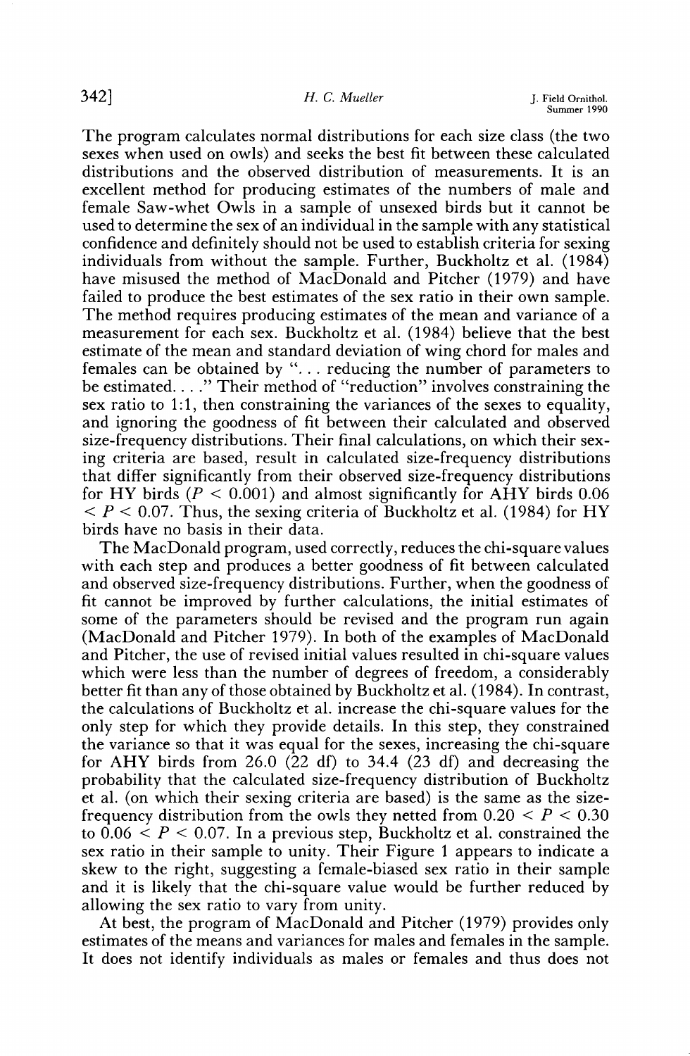The program calculates normal distributions for each size class (the two sexes when used on owls) and seeks the best fit between these calculated distributions and the observed distribution of measurements. It is an excellent method for producing estimates of the numbers of male and female Saw-whet Owls in a sample of unsexed birds but it cannot be used to determine the sex of an individual in the sample with any statistical confidence and definitely should not be used to establish criteria for sexing individuals from without the sample. Further, Buckholtz et al. (1984) have misused the method of MacDonald and Pitcher (1979) and have failed to produce the best estimates of the sex ratio in their own sample. The method requires producing estimates of the mean and variance of a measurement for each sex. Buckholtz et al. (1984) believe that the best estimate of the mean and standard deviation of wing chord for males and females can be obtained by ". . . reducing the number of parameters to be estimated. . . ." Their method of "reduction" involves constraining the sex ratio to 1:1, then constraining the variances of the sexes to equality, and ignoring the goodness of fit between their calculated and observed size-frequency distributions. Their final calculations, on which their sexing criteria are based, result in calculated size-frequency distributions that differ significantly from their observed size-frequency distributions for HY birds ($P < 0.001$) and almost significantly for AHY birds $0.06 < P < 0.07$. Thus, the sexing criteria of Buckholtz et al. (1984) for HY birds have no basis in their data.

The MacDonald program, used correctly, reduces the chi-square values with each step and produces a better goodness of fit between calculated and observed size-frequency distributions. Further, when the goodness of fit cannot be improved by further calculations, the initial estimates of some of the parameters should be revised and the program run again (MacDonald and Pitcher 1979). In both of the examples of MacDonald and Pitcher, the use of revised initial values resulted in chi-square values which were less than the number of degrees of freedom, a considerably better fit than any of those obtained by Buckholtz et al. (1984). In contrast, the calculations of Buckholtz et al. increase the chi-square values for the only step for which they provide details. In this step, they constrained the variance so that it was equal for the sexes, increasing the chi-square for AHY birds from 26.0 (22 df) to 34.4 (23 df) and decreasing the probability that the calculated size-frequency distribution of Buckholtz et al. (on which their sexing criteria are based) is the same as the size-frequency distribution from the owls they netted from $0.20 < P < 0.30$ to $0.06 < P < 0.07$. In a previous step, Buckholtz et al. constrained the sex ratio in their sample to unity. Their Figure 1 appears to indicate a skew to the right, suggesting a female-biased sex ratio in their sample and it is likely that the chi-square value would be further reduced by allowing the sex ratio to vary from unity.

At best, the program of MacDonald and Pitcher (1979) provides only estimates of the means and variances for males and females in the sample. It does not identify individuals as males or females and thus does not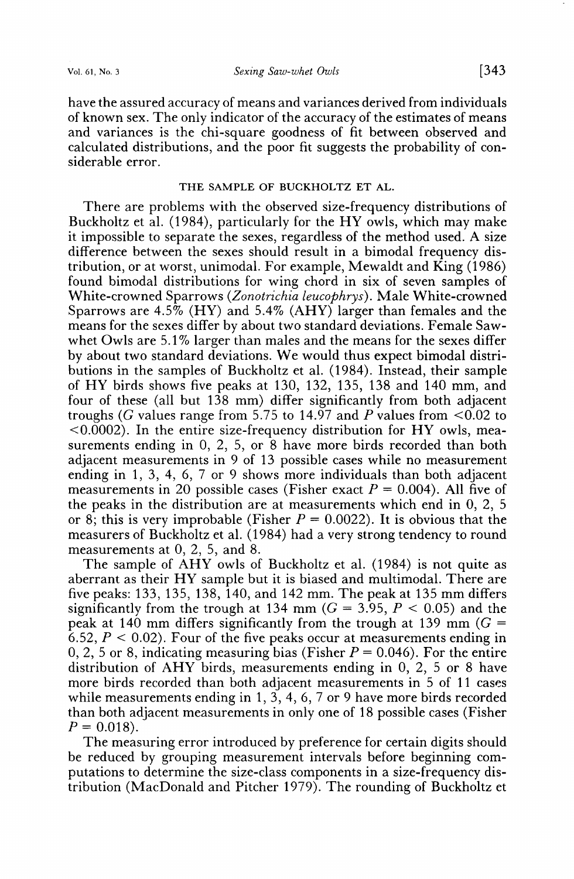have the assured accuracy of means and variances derived from individuals of known sex. The only indicator of the accuracy of the estimates of means and variances is the chi-square goodness of fit between observed and calculated distributions, and the poor fit suggests the probability of considerable error.

### THE SAMPLE OF BUCKHOLTZ ET AL.

There are problems with the observed size-frequency distributions of Buckholtz et al. (1984), particularly for the HY owls, which may make it impossible to separate the sexes, regardless of the method used. A size difference between the sexes should result in a bimodal frequency distribution, or at worst, unimodal. For example, Mewaldt and King (1986) found bimodal distributions for wing chord in six of seven samples of White-crowned Sparrows (*Zonotrichia leucophrys*). Male White-crowned Sparrows are 4.5% (HY) and 5.4% (AHY) larger than females and the means for the sexes differ by about two standard deviations. Female Saw-whet Owls are 5.1% larger than males and the means for the sexes differ by about two standard deviations. We would thus expect bimodal distributions in the samples of Buckholtz et al. (1984). Instead, their sample of HY birds shows five peaks at 130, 132, 135, 138 and 140 mm, and four of these (all but 138 mm) differ significantly from both adjacent troughs ($G$ values range from 5.75 to 14.97 and $P$ values from $<0.02$ to $<0.0002$). In the entire size-frequency distribution for HY owls, measurements ending in 0, 2, 5, or 8 have more birds recorded than both adjacent measurements in 9 of 13 possible cases while no measurement ending in 1, 3, 4, 6, 7 or 9 shows more individuals than both adjacent measurements in 20 possible cases (Fisher exact $P = 0.004$). All five of the peaks in the distribution are at measurements which end in 0, 2, 5 or 8; this is very improbable (Fisher $P = 0.0022$). It is obvious that the measurers of Buckholtz et al. (1984) had a very strong tendency to round measurements at 0, 2, 5, and 8.

The sample of AHY owls of Buckholtz et al. (1984) is not quite as aberrant as their HY sample but it is biased and multimodal. There are five peaks: 133, 135, 138, 140, and 142 mm. The peak at 135 mm differs significantly from the trough at 134 mm ($G = 3.95$, $P < 0.05$) and the peak at 140 mm differs significantly from the trough at 139 mm ($G = 6.52$, $P < 0.02$). Four of the five peaks occur at measurements ending in 0, 2, 5 or 8, indicating measuring bias (Fisher $P = 0.046$). For the entire distribution of AHY birds, measurements ending in 0, 2, 5 or 8 have more birds recorded than both adjacent measurements in 5 of 11 cases while measurements ending in 1, 3, 4, 6, 7 or 9 have more birds recorded than both adjacent measurements in only one of 18 possible cases (Fisher $P = 0.018$).

The measuring error introduced by preference for certain digits should be reduced by grouping measurement intervals before beginning computations to determine the size-class components in a size-frequency distribution (MacDonald and Pitcher 1979). The rounding of Buckholtz et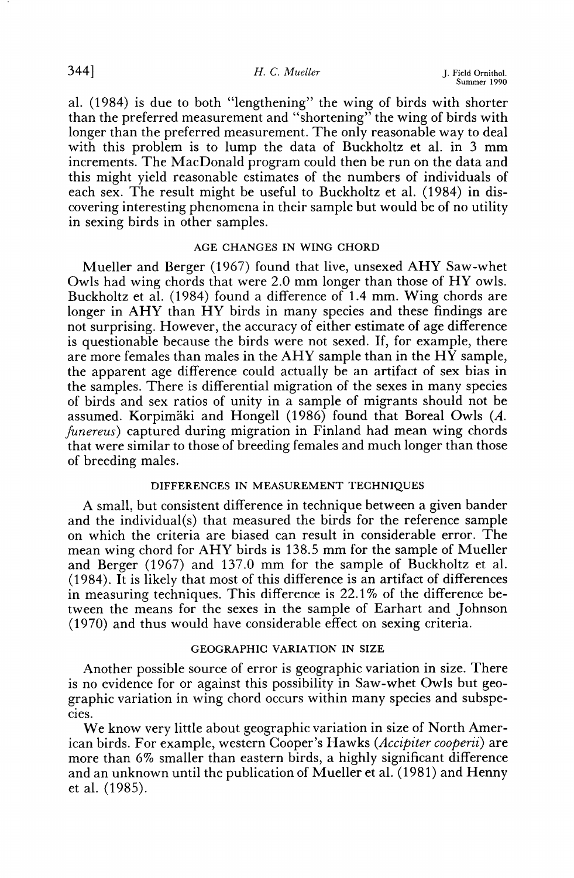al. (1984) is due to both "lengthening" the wing of birds with shorter than the preferred measurement and "shortening" the wing of birds with longer than the preferred measurement. The only reasonable way to deal with this problem is to lump the data of Buckholtz et al. in 3 mm increments. The MacDonald program could then be run on the data and this might yield reasonable estimates of the numbers of individuals of each sex. The result might be useful to Buckholtz et al. (1984) in discovering interesting phenomena in their sample but would be of no utility in sexing birds in other samples.

## AGE CHANGES IN WING CHORD

Mueller and Berger (1967) found that live, unsexed AHY Saw-whet Owls had wing chords that were 2.0 mm longer than those of HY owls. Buckholtz et al. (1984) found a difference of 1.4 mm. Wing chords are longer in AHY than HY birds in many species and these findings are not surprising. However, the accuracy of either estimate of age difference is questionable because the birds were not sexed. If, for example, there are more females than males in the AHY sample than in the HY sample, the apparent age difference could actually be an artifact of sex bias in the samples. There is differential migration of the sexes in many species of birds and sex ratios of unity in a sample of migrants should not be assumed. Korpimäki and Hongell (1986) found that Boreal Owls (*A. funereus*) captured during migration in Finland had mean wing chords that were similar to those of breeding females and much longer than those of breeding males.

## DIFFERENCES IN MEASUREMENT TECHNIQUES

A small, but consistent difference in technique between a given bander and the individual(s) that measured the birds for the reference sample on which the criteria are biased can result in considerable error. The mean wing chord for AHY birds is 138.5 mm for the sample of Mueller and Berger (1967) and 137.0 mm for the sample of Buckholtz et al. (1984). It is likely that most of this difference is an artifact of differences in measuring techniques. This difference is 22.1% of the difference between the means for the sexes in the sample of Earhart and Johnson (1970) and thus would have considerable effect on sexing criteria.

## GEOGRAPHIC VARIATION IN SIZE

Another possible source of error is geographic variation in size. There is no evidence for or against this possibility in Saw-whet Owls but geographic variation in wing chord occurs within many species and subspecies.

We know very little about geographic variation in size of North American birds. For example, western Cooper's Hawks (*Accipiter cooperii*) are more than 6% smaller than eastern birds, a highly significant difference and an unknown until the publication of Mueller et al. (1981) and Henny et al. (1985).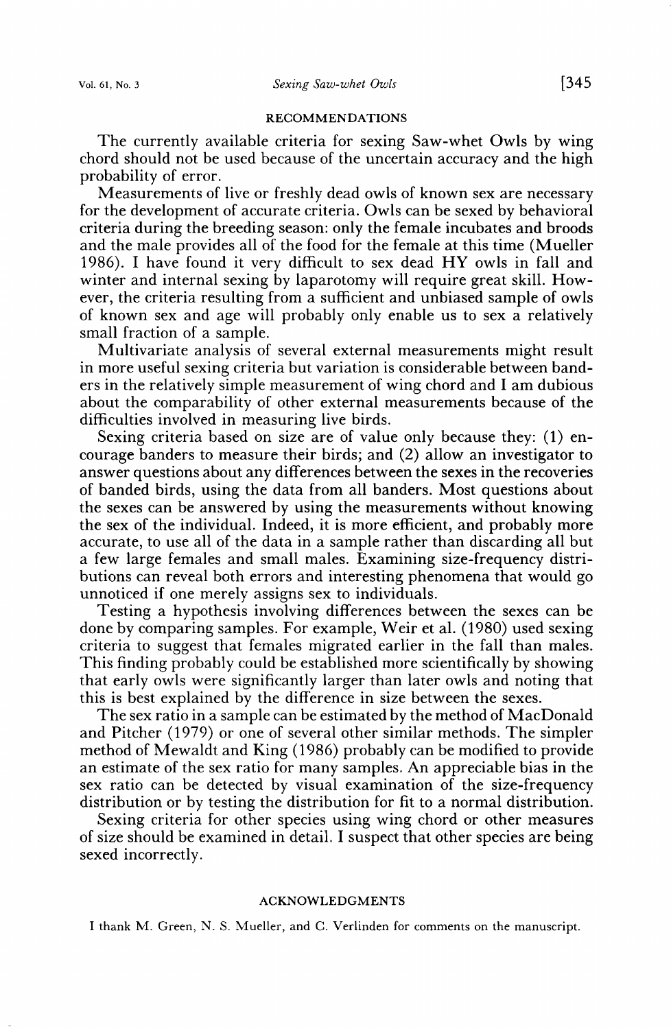## RECOMMENDATIONS

The currently available criteria for sexing Saw-whet Owls by wing chord should not be used because of the uncertain accuracy and the high probability of error.

Measurements of live or freshly dead owls of known sex are necessary for the development of accurate criteria. Owls can be sexed by behavioral criteria during the breeding season: only the female incubates and broods and the male provides all of the food for the female at this time (Mueller 1986). I have found it very difficult to sex dead HY owls in fall and winter and internal sexing by laparotomy will require great skill. However, the criteria resulting from a sufficient and unbiased sample of owls of known sex and age will probably only enable us to sex a relatively small fraction of a sample.

Multivariate analysis of several external measurements might result in more useful sexing criteria but variation is considerable between banders in the relatively simple measurement of wing chord and I am dubious about the comparability of other external measurements because of the difficulties involved in measuring live birds.

Sexing criteria based on size are of value only because they: (1) encourage banders to measure their birds; and (2) allow an investigator to answer questions about any differences between the sexes in the recoveries of banded birds, using the data from all banders. Most questions about the sexes can be answered by using the measurements without knowing the sex of the individual. Indeed, it is more efficient, and probably more accurate, to use all of the data in a sample rather than discarding all but a few large females and small males. Examining size-frequency distributions can reveal both errors and interesting phenomena that would go unnoticed if one merely assigns sex to individuals.

Testing a hypothesis involving differences between the sexes can be done by comparing samples. For example, Weir et al. (1980) used sexing criteria to suggest that females migrated earlier in the fall than males. This finding probably could be established more scientifically by showing that early owls were significantly larger than later owls and noting that this is best explained by the difference in size between the sexes.

The sex ratio in a sample can be estimated by the method of MacDonald and Pitcher (1979) or one of several other similar methods. The simpler method of Mewaldt and King (1986) probably can be modified to provide an estimate of the sex ratio for many samples. An appreciable bias in the sex ratio can be detected by visual examination of the size-frequency distribution or by testing the distribution for fit to a normal distribution.

Sexing criteria for other species using wing chord or other measures of size should be examined in detail. I suspect that other species are being sexed incorrectly.

## ACKNOWLEDGMENTS

I thank M. Green, N. S. Mueller, and C. Verlinden for comments on the manuscript.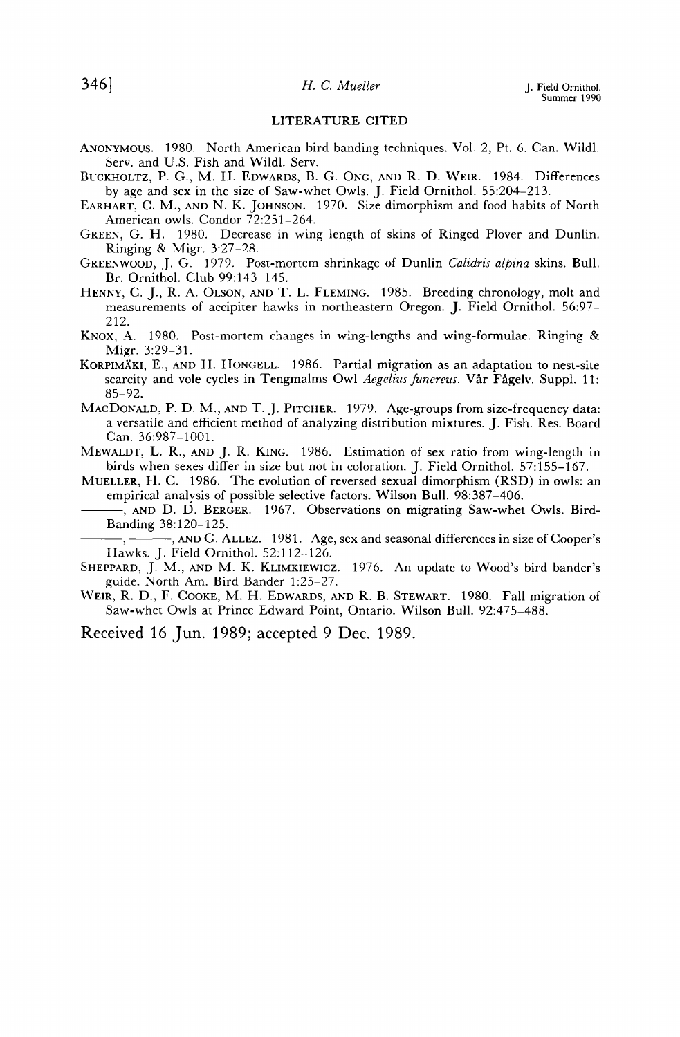## LITERATURE CITED

ANONYMOUS. 1980. North American bird banding techniques. Vol. 2, Pt. 6. Can. Wildl. Serv. and U.S. Fish and Wildl. Serv.

BUCKHOLTZ, P. G., M. H. EDWARDS, B. G. ONG, AND R. D. WEIR. 1984. Differences by age and sex in the size of Saw-whet Owls. J. Field Ornithol. 55:204–213.

EARHART, C. M., AND N. K. JOHNSON. 1970. Size dimorphism and food habits of North American owls. Condor 72:251–264.

GREEN, G. H. 1980. Decrease in wing length of skins of Ringed Plover and Dunlin. Ringing & Migr. 3:27–28.

GREENWOOD, J. G. 1979. Post-mortem shrinkage of Dunlin *Calidris alpina* skins. Bull. Br. Ornithol. Club 99:143–145.

HENNY, C. J., R. A. OLSON, AND T. L. FLEMING. 1985. Breeding chronology, molt and measurements of accipiter hawks in northeastern Oregon. J. Field Ornithol. 56:97–212.

KNOX, A. 1980. Post-mortem changes in wing-lengths and wing-formulae. Ringing & Migr. 3:29–31.

KORPIMÄKI, E., AND H. HONGELL. 1986. Partial migration as an adaptation to nest-site scarcity and vole cycles in Tengmalms Owl *Aegelius funereus*. Vår Fågelv. Suppl. 11: 85–92.

MACDONALD, P. D. M., AND T. J. PITCHER. 1979. Age-groups from size-frequency data: a versatile and efficient method of analyzing distribution mixtures. J. Fish. Res. Board Can. 36:987–1001.

MEWALDT, L. R., AND J. R. KING. 1986. Estimation of sex ratio from wing-length in birds when sexes differ in size but not in coloration. J. Field Ornithol. 57:155–167.

MUELLER, H. C. 1986. The evolution of reversed sexual dimorphism (RSD) in owls: an empirical analysis of possible selective factors. Wilson Bull. 98:387–406.

———, AND D. D. BERGER. 1967. Observations on migrating Saw-whet Owls. Bird-Banding 38:120–125.

———, ———, AND G. ALLEZ. 1981. Age, sex and seasonal differences in size of Cooper's Hawks. J. Field Ornithol. 52:112–126.

SHEPPARD, J. M., AND M. K. KLIMKIEWICZ. 1976. An update to Wood's bird bander's guide. North Am. Bird Bander 1:25–27.

WEIR, R. D., F. COOKE, M. H. EDWARDS, AND R. B. STEWART. 1980. Fall migration of Saw-whet Owls at Prince Edward Point, Ontario. Wilson Bull. 92:475–488.

Received 16 Jun. 1989; accepted 9 Dec. 1989.